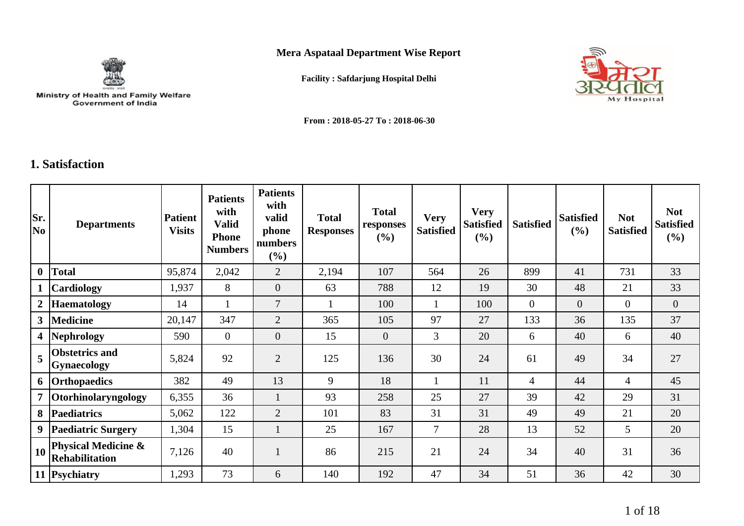Ministry of Health and Family Welfare
Government of India

**Mera Aspataal Department Wise Report**

**Facility : Safdarjung Hospital Delhi**

मेरा अस्पताल My Hospital

**From : 2018-05-27 To : 2018-06-30**

## 1. Satisfaction

| Sr. No | Departments | Patient Visits | Patients with Valid Phone Numbers | Patients with valid phone numbers (%) | Total Responses | Total responses (%) | Very Satisfied | Very Satisfied (%) | Satisfied | Satisfied (%) | Not Satisfied | Not Satisfied (%) |
|---|---|---|---|---|---|---|---|---|---|---|---|---|
| 0 | Total | 95,874 | 2,042 | 2 | 2,194 | 107 | 564 | 26 | 899 | 41 | 731 | 33 |
| 1 | Cardiology | 1,937 | 8 | 0 | 63 | 788 | 12 | 19 | 30 | 48 | 21 | 33 |
| 2 | Haematology | 14 | 1 | 7 | 1 | 100 | 1 | 100 | 0 | 0 | 0 | 0 |
| 3 | Medicine | 20,147 | 347 | 2 | 365 | 105 | 97 | 27 | 133 | 36 | 135 | 37 |
| 4 | Nephrology | 590 | 0 | 0 | 15 | 0 | 3 | 20 | 6 | 40 | 6 | 40 |
| 5 | Obstetrics and Gynaecology | 5,824 | 92 | 2 | 125 | 136 | 30 | 24 | 61 | 49 | 34 | 27 |
| 6 | Orthopaedics | 382 | 49 | 13 | 9 | 18 | 1 | 11 | 4 | 44 | 4 | 45 |
| 7 | Otorhinolaryngology | 6,355 | 36 | 1 | 93 | 258 | 25 | 27 | 39 | 42 | 29 | 31 |
| 8 | Paediatrics | 5,062 | 122 | 2 | 101 | 83 | 31 | 31 | 49 | 49 | 21 | 20 |
| 9 | Paediatric Surgery | 1,304 | 15 | 1 | 25 | 167 | 7 | 28 | 13 | 52 | 5 | 20 |
| 10 | Physical Medicine & Rehabilitation | 7,126 | 40 | 1 | 86 | 215 | 21 | 24 | 34 | 40 | 31 | 36 |
| 11 | Psychiatry | 1,293 | 73 | 6 | 140 | 192 | 47 | 34 | 51 | 36 | 42 | 30 |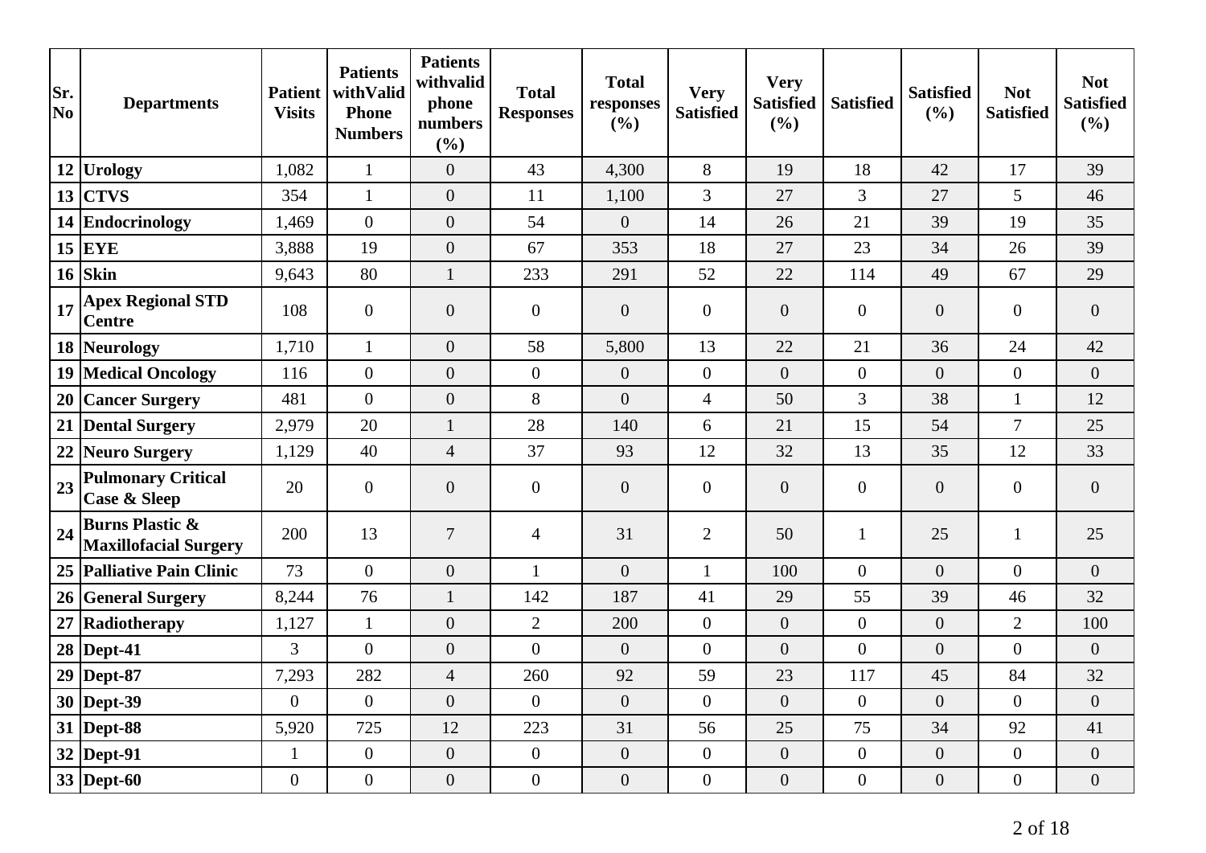| Sr. No | Departments | Patient Visits | Patients withValid Phone Numbers | Patients withvalid phone numbers (%) | Total Responses | Total responses (%) | Very Satisfied | Very Satisfied (%) | Satisfied | Satisfied (%) | Not Satisfied | Not Satisfied (%) |
|---|---|---|---|---|---|---|---|---|---|---|---|---|
| 12 | **Urology** | 1,082 | 1 | 0 | 43 | 4,300 | 8 | 19 | 18 | 42 | 17 | 39 |
| 13 | **CTVS** | 354 | 1 | 0 | 11 | 1,100 | 3 | 27 | 3 | 27 | 5 | 46 |
| 14 | **Endocrinology** | 1,469 | 0 | 0 | 54 | 0 | 14 | 26 | 21 | 39 | 19 | 35 |
| 15 | **EYE** | 3,888 | 19 | 0 | 67 | 353 | 18 | 27 | 23 | 34 | 26 | 39 |
| 16 | **Skin** | 9,643 | 80 | 1 | 233 | 291 | 52 | 22 | 114 | 49 | 67 | 29 |
| 17 | **Apex Regional STD Centre** | 108 | 0 | 0 | 0 | 0 | 0 | 0 | 0 | 0 | 0 | 0 |
| 18 | **Neurology** | 1,710 | 1 | 0 | 58 | 5,800 | 13 | 22 | 21 | 36 | 24 | 42 |
| 19 | **Medical Oncology** | 116 | 0 | 0 | 0 | 0 | 0 | 0 | 0 | 0 | 0 | 0 |
| 20 | **Cancer Surgery** | 481 | 0 | 0 | 8 | 0 | 4 | 50 | 3 | 38 | 1 | 12 |
| 21 | **Dental Surgery** | 2,979 | 20 | 1 | 28 | 140 | 6 | 21 | 15 | 54 | 7 | 25 |
| 22 | **Neuro Surgery** | 1,129 | 40 | 4 | 37 | 93 | 12 | 32 | 13 | 35 | 12 | 33 |
| 23 | **Pulmonary Critical Case & Sleep** | 20 | 0 | 0 | 0 | 0 | 0 | 0 | 0 | 0 | 0 | 0 |
| 24 | **Burns Plastic & Maxillofacial Surgery** | 200 | 13 | 7 | 4 | 31 | 2 | 50 | 1 | 25 | 1 | 25 |
| 25 | **Palliative Pain Clinic** | 73 | 0 | 0 | 1 | 0 | 1 | 100 | 0 | 0 | 0 | 0 |
| 26 | **General Surgery** | 8,244 | 76 | 1 | 142 | 187 | 41 | 29 | 55 | 39 | 46 | 32 |
| 27 | **Radiotherapy** | 1,127 | 1 | 0 | 2 | 200 | 0 | 0 | 0 | 0 | 2 | 100 |
| 28 | **Dept-41** | 3 | 0 | 0 | 0 | 0 | 0 | 0 | 0 | 0 | 0 | 0 |
| 29 | **Dept-87** | 7,293 | 282 | 4 | 260 | 92 | 59 | 23 | 117 | 45 | 84 | 32 |
| 30 | **Dept-39** | 0 | 0 | 0 | 0 | 0 | 0 | 0 | 0 | 0 | 0 | 0 |
| 31 | **Dept-88** | 5,920 | 725 | 12 | 223 | 31 | 56 | 25 | 75 | 34 | 92 | 41 |
| 32 | **Dept-91** | 1 | 0 | 0 | 0 | 0 | 0 | 0 | 0 | 0 | 0 | 0 |
| 33 | **Dept-60** | 0 | 0 | 0 | 0 | 0 | 0 | 0 | 0 | 0 | 0 | 0 |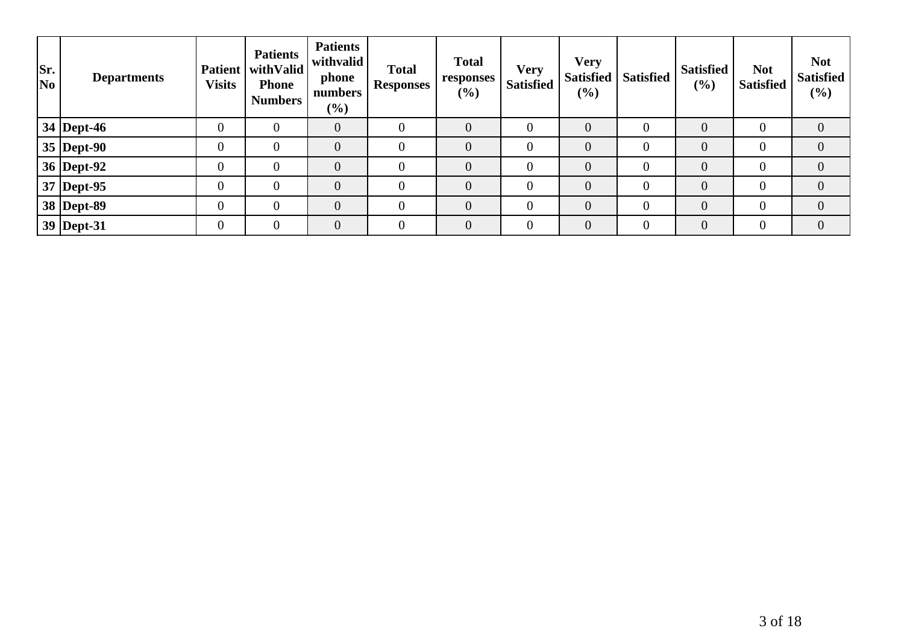| Sr. No | Departments | Patient Visits | Patients withValid Phone Numbers | Patients withvalid phone numbers (%) | Total Responses | Total responses (%) | Very Satisfied | Very Satisfied (%) | Satisfied | Satisfied (%) | Not Satisfied | Not Satisfied (%) |
|---|---|---|---|---|---|---|---|---|---|---|---|---|
| 34 | Dept-46 | 0 | 0 | 0 | 0 | 0 | 0 | 0 | 0 | 0 | 0 | 0 |
| 35 | Dept-90 | 0 | 0 | 0 | 0 | 0 | 0 | 0 | 0 | 0 | 0 | 0 |
| 36 | Dept-92 | 0 | 0 | 0 | 0 | 0 | 0 | 0 | 0 | 0 | 0 | 0 |
| 37 | Dept-95 | 0 | 0 | 0 | 0 | 0 | 0 | 0 | 0 | 0 | 0 | 0 |
| 38 | Dept-89 | 0 | 0 | 0 | 0 | 0 | 0 | 0 | 0 | 0 | 0 | 0 |
| 39 | Dept-31 | 0 | 0 | 0 | 0 | 0 | 0 | 0 | 0 | 0 | 0 | 0 |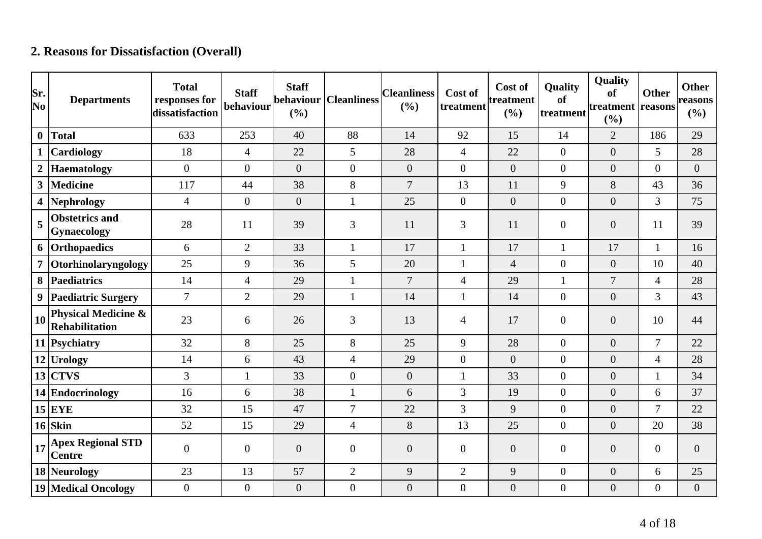## 2. Reasons for Dissatisfaction (Overall)

| Sr. No | Departments | Total responses for dissatisfaction | Staff behaviour | Staff behaviour (%) | Cleanliness | Cleanliness (%) | Cost of treatment | Cost of treatment (%) | Quality of treatment | Quality of treatment (%) | Other reasons | Other reasons (%) |
|---|---|---|---|---|---|---|---|---|---|---|---|---|
| 0 | **Total** | 633 | 253 | 40 | 88 | 14 | 92 | 15 | 14 | 2 | 186 | 29 |
| 1 | **Cardiology** | 18 | 4 | 22 | 5 | 28 | 4 | 22 | 0 | 0 | 5 | 28 |
| 2 | **Haematology** | 0 | 0 | 0 | 0 | 0 | 0 | 0 | 0 | 0 | 0 | 0 |
| 3 | **Medicine** | 117 | 44 | 38 | 8 | 7 | 13 | 11 | 9 | 8 | 43 | 36 |
| 4 | **Nephrology** | 4 | 0 | 0 | 1 | 25 | 0 | 0 | 0 | 0 | 3 | 75 |
| 5 | **Obstetrics and Gynaecology** | 28 | 11 | 39 | 3 | 11 | 3 | 11 | 0 | 0 | 11 | 39 |
| 6 | **Orthopaedics** | 6 | 2 | 33 | 1 | 17 | 1 | 17 | 1 | 17 | 1 | 16 |
| 7 | **Otorhinolaryngology** | 25 | 9 | 36 | 5 | 20 | 1 | 4 | 0 | 0 | 10 | 40 |
| 8 | **Paediatrics** | 14 | 4 | 29 | 1 | 7 | 4 | 29 | 1 | 7 | 4 | 28 |
| 9 | **Paediatric Surgery** | 7 | 2 | 29 | 1 | 14 | 1 | 14 | 0 | 0 | 3 | 43 |
| 10 | **Physical Medicine & Rehabilitation** | 23 | 6 | 26 | 3 | 13 | 4 | 17 | 0 | 0 | 10 | 44 |
| 11 | **Psychiatry** | 32 | 8 | 25 | 8 | 25 | 9 | 28 | 0 | 0 | 7 | 22 |
| 12 | **Urology** | 14 | 6 | 43 | 4 | 29 | 0 | 0 | 0 | 0 | 4 | 28 |
| 13 | **CTVS** | 3 | 1 | 33 | 0 | 0 | 1 | 33 | 0 | 0 | 1 | 34 |
| 14 | **Endocrinology** | 16 | 6 | 38 | 1 | 6 | 3 | 19 | 0 | 0 | 6 | 37 |
| 15 | **EYE** | 32 | 15 | 47 | 7 | 22 | 3 | 9 | 0 | 0 | 7 | 22 |
| 16 | **Skin** | 52 | 15 | 29 | 4 | 8 | 13 | 25 | 0 | 0 | 20 | 38 |
| 17 | **Apex Regional STD Centre** | 0 | 0 | 0 | 0 | 0 | 0 | 0 | 0 | 0 | 0 | 0 |
| 18 | **Neurology** | 23 | 13 | 57 | 2 | 9 | 2 | 9 | 0 | 0 | 6 | 25 |
| 19 | **Medical Oncology** | 0 | 0 | 0 | 0 | 0 | 0 | 0 | 0 | 0 | 0 | 0 |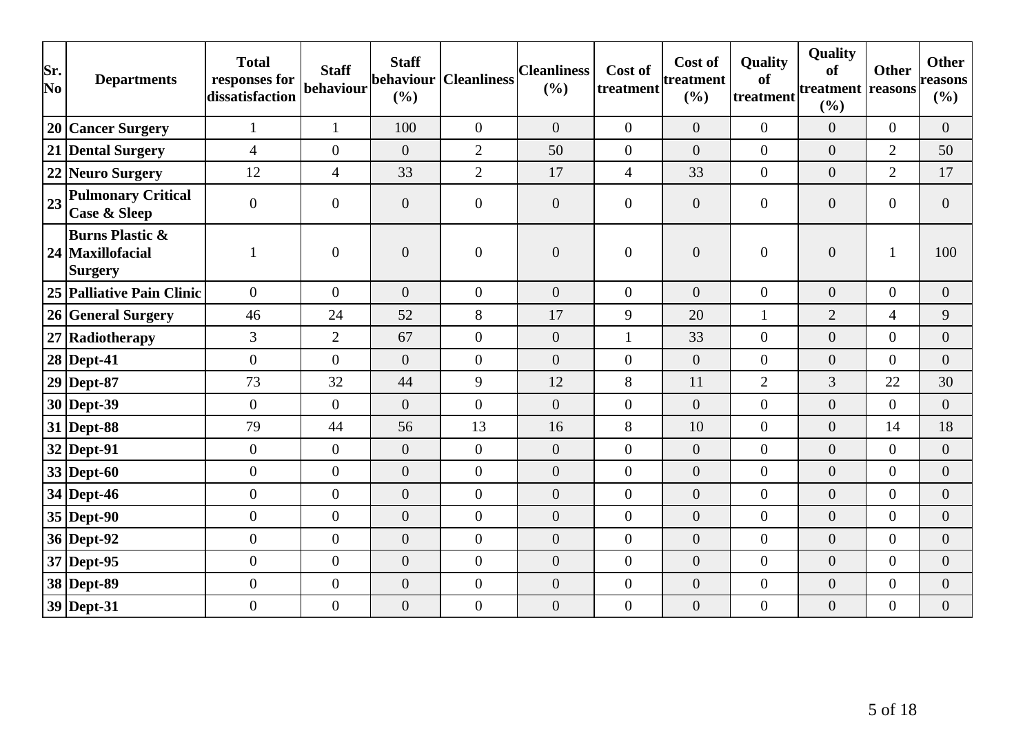| Sr. No | Departments | Total responses for dissatisfaction | Staff behaviour | Staff behaviour (%) | Cleanliness | Cleanliness (%) | Cost of treatment | Cost of treatment (%) | Quality of treatment | Quality of treatment (%) | Other reasons | Other reasons (%) |
|---|---|---|---|---|---|---|---|---|---|---|---|---|
| 20 | Cancer Surgery | 1 | 1 | 100 | 0 | 0 | 0 | 0 | 0 | 0 | 0 | 0 |
| 21 | Dental Surgery | 4 | 0 | 0 | 2 | 50 | 0 | 0 | 0 | 0 | 2 | 50 |
| 22 | Neuro Surgery | 12 | 4 | 33 | 2 | 17 | 4 | 33 | 0 | 0 | 2 | 17 |
| 23 | Pulmonary Critical Case & Sleep | 0 | 0 | 0 | 0 | 0 | 0 | 0 | 0 | 0 | 0 | 0 |
| 24 | Burns Plastic & Maxillofacial Surgery | 1 | 0 | 0 | 0 | 0 | 0 | 0 | 0 | 0 | 1 | 100 |
| 25 | Palliative Pain Clinic | 0 | 0 | 0 | 0 | 0 | 0 | 0 | 0 | 0 | 0 | 0 |
| 26 | General Surgery | 46 | 24 | 52 | 8 | 17 | 9 | 20 | 1 | 2 | 4 | 9 |
| 27 | Radiotherapy | 3 | 2 | 67 | 0 | 0 | 1 | 33 | 0 | 0 | 0 | 0 |
| 28 | Dept-41 | 0 | 0 | 0 | 0 | 0 | 0 | 0 | 0 | 0 | 0 | 0 |
| 29 | Dept-87 | 73 | 32 | 44 | 9 | 12 | 8 | 11 | 2 | 3 | 22 | 30 |
| 30 | Dept-39 | 0 | 0 | 0 | 0 | 0 | 0 | 0 | 0 | 0 | 0 | 0 |
| 31 | Dept-88 | 79 | 44 | 56 | 13 | 16 | 8 | 10 | 0 | 0 | 14 | 18 |
| 32 | Dept-91 | 0 | 0 | 0 | 0 | 0 | 0 | 0 | 0 | 0 | 0 | 0 |
| 33 | Dept-60 | 0 | 0 | 0 | 0 | 0 | 0 | 0 | 0 | 0 | 0 | 0 |
| 34 | Dept-46 | 0 | 0 | 0 | 0 | 0 | 0 | 0 | 0 | 0 | 0 | 0 |
| 35 | Dept-90 | 0 | 0 | 0 | 0 | 0 | 0 | 0 | 0 | 0 | 0 | 0 |
| 36 | Dept-92 | 0 | 0 | 0 | 0 | 0 | 0 | 0 | 0 | 0 | 0 | 0 |
| 37 | Dept-95 | 0 | 0 | 0 | 0 | 0 | 0 | 0 | 0 | 0 | 0 | 0 |
| 38 | Dept-89 | 0 | 0 | 0 | 0 | 0 | 0 | 0 | 0 | 0 | 0 | 0 |
| 39 | Dept-31 | 0 | 0 | 0 | 0 | 0 | 0 | 0 | 0 | 0 | 0 | 0 |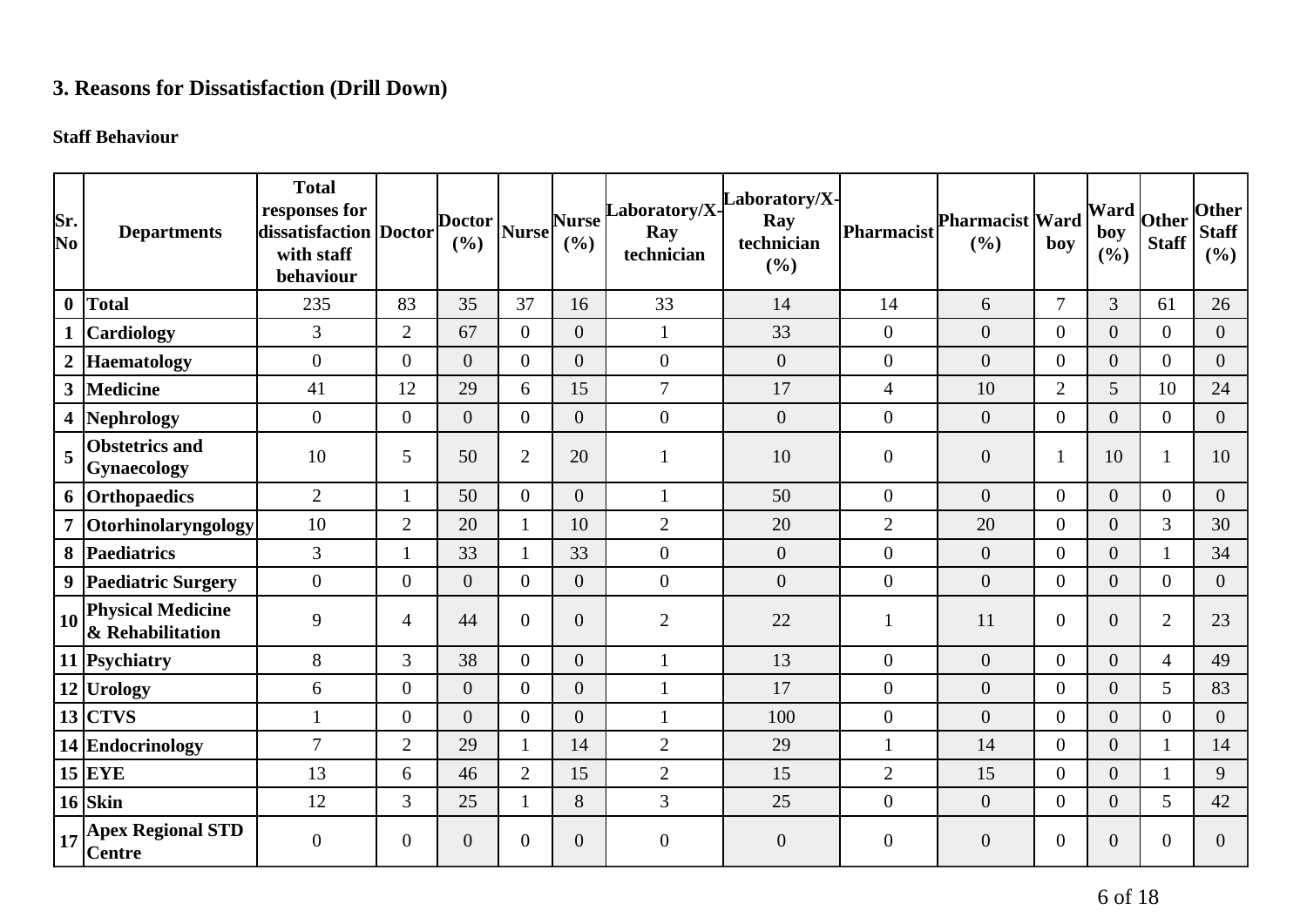## 3. Reasons for Dissatisfaction (Drill Down)

**Staff Behaviour**

| Sr. No | Departments | Total responses for dissatisfaction with staff behaviour | Doctor | Doctor (%) | Nurse | Nurse (%) | Laboratory/X-Ray technician | Laboratory/X-Ray technician (%) | Pharmacist | Pharmacist (%) | Ward boy | Ward boy (%) | Other Staff | Other Staff (%) |
|---|---|---|---|---|---|---|---|---|---|---|---|---|---|---|
| 0 | **Total** | 235 | 83 | 35 | 37 | 16 | 33 | 14 | 14 | 6 | 7 | 3 | 61 | 26 |
| 1 | **Cardiology** | 3 | 2 | 67 | 0 | 0 | 1 | 33 | 0 | 0 | 0 | 0 | 0 | 0 |
| 2 | **Haematology** | 0 | 0 | 0 | 0 | 0 | 0 | 0 | 0 | 0 | 0 | 0 | 0 | 0 |
| 3 | **Medicine** | 41 | 12 | 29 | 6 | 15 | 7 | 17 | 4 | 10 | 2 | 5 | 10 | 24 |
| 4 | **Nephrology** | 0 | 0 | 0 | 0 | 0 | 0 | 0 | 0 | 0 | 0 | 0 | 0 | 0 |
| 5 | **Obstetrics and Gynaecology** | 10 | 5 | 50 | 2 | 20 | 1 | 10 | 0 | 0 | 1 | 10 | 1 | 10 |
| 6 | **Orthopaedics** | 2 | 1 | 50 | 0 | 0 | 1 | 50 | 0 | 0 | 0 | 0 | 0 | 0 |
| 7 | **Otorhinolaryngology** | 10 | 2 | 20 | 1 | 10 | 2 | 20 | 2 | 20 | 0 | 0 | 3 | 30 |
| 8 | **Paediatrics** | 3 | 1 | 33 | 1 | 33 | 0 | 0 | 0 | 0 | 0 | 0 | 1 | 34 |
| 9 | **Paediatric Surgery** | 0 | 0 | 0 | 0 | 0 | 0 | 0 | 0 | 0 | 0 | 0 | 0 | 0 |
| 10 | **Physical Medicine & Rehabilitation** | 9 | 4 | 44 | 0 | 0 | 2 | 22 | 1 | 11 | 0 | 0 | 2 | 23 |
| 11 | **Psychiatry** | 8 | 3 | 38 | 0 | 0 | 1 | 13 | 0 | 0 | 0 | 0 | 4 | 49 |
| 12 | **Urology** | 6 | 0 | 0 | 0 | 0 | 1 | 17 | 0 | 0 | 0 | 0 | 5 | 83 |
| 13 | **CTVS** | 1 | 0 | 0 | 0 | 0 | 1 | 100 | 0 | 0 | 0 | 0 | 0 | 0 |
| 14 | **Endocrinology** | 7 | 2 | 29 | 1 | 14 | 2 | 29 | 1 | 14 | 0 | 0 | 1 | 14 |
| 15 | **EYE** | 13 | 6 | 46 | 2 | 15 | 2 | 15 | 2 | 15 | 0 | 0 | 1 | 9 |
| 16 | **Skin** | 12 | 3 | 25 | 1 | 8 | 3 | 25 | 0 | 0 | 0 | 0 | 5 | 42 |
| 17 | **Apex Regional STD Centre** | 0 | 0 | 0 | 0 | 0 | 0 | 0 | 0 | 0 | 0 | 0 | 0 | 0 |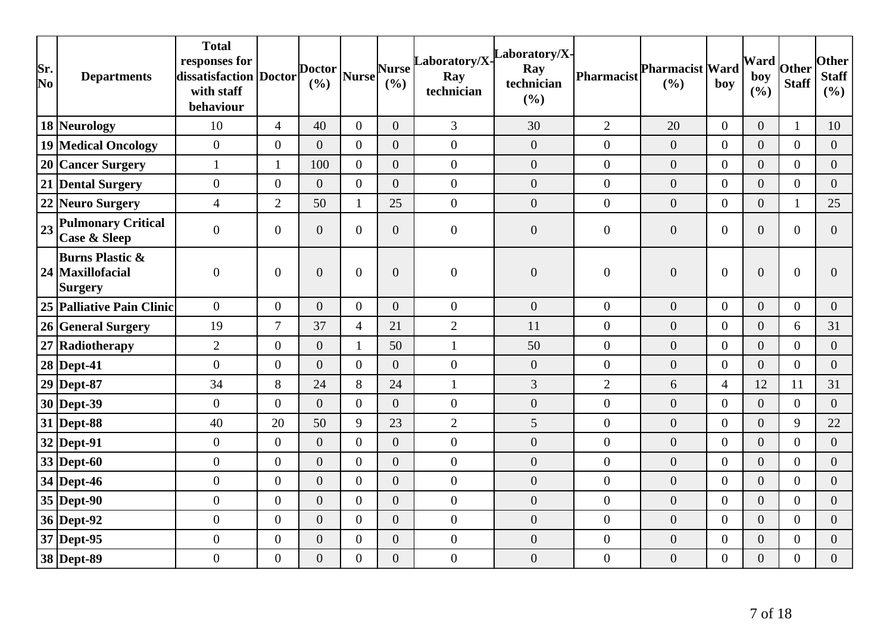| Sr. No | Departments | Total responses for dissatisfaction with staff behaviour | Doctor | Doctor (%) | Nurse | Nurse (%) | Laboratory/X-Ray technician | Laboratory/X-Ray technician (%) | Pharmacist | Pharmacist (%) | Ward boy | Ward boy (%) | Other Staff | Other Staff (%) |
|---|---|---|---|---|---|---|---|---|---|---|---|---|---|---|
| 18 | Neurology | 10 | 4 | 40 | 0 | 0 | 3 | 30 | 2 | 20 | 0 | 0 | 1 | 10 |
| 19 | Medical Oncology | 0 | 0 | 0 | 0 | 0 | 0 | 0 | 0 | 0 | 0 | 0 | 0 | 0 |
| 20 | Cancer Surgery | 1 | 1 | 100 | 0 | 0 | 0 | 0 | 0 | 0 | 0 | 0 | 0 | 0 |
| 21 | Dental Surgery | 0 | 0 | 0 | 0 | 0 | 0 | 0 | 0 | 0 | 0 | 0 | 0 | 0 |
| 22 | Neuro Surgery | 4 | 2 | 50 | 1 | 25 | 0 | 0 | 0 | 0 | 0 | 0 | 1 | 25 |
| 23 | Pulmonary Critical Case & Sleep | 0 | 0 | 0 | 0 | 0 | 0 | 0 | 0 | 0 | 0 | 0 | 0 | 0 |
| 24 | Burns Plastic & Maxillofacial Surgery | 0 | 0 | 0 | 0 | 0 | 0 | 0 | 0 | 0 | 0 | 0 | 0 | 0 |
| 25 | Palliative Pain Clinic | 0 | 0 | 0 | 0 | 0 | 0 | 0 | 0 | 0 | 0 | 0 | 0 | 0 |
| 26 | General Surgery | 19 | 7 | 37 | 4 | 21 | 2 | 11 | 0 | 0 | 0 | 0 | 6 | 31 |
| 27 | Radiotherapy | 2 | 0 | 0 | 1 | 50 | 1 | 50 | 0 | 0 | 0 | 0 | 0 | 0 |
| 28 | Dept-41 | 0 | 0 | 0 | 0 | 0 | 0 | 0 | 0 | 0 | 0 | 0 | 0 | 0 |
| 29 | Dept-87 | 34 | 8 | 24 | 8 | 24 | 1 | 3 | 2 | 6 | 4 | 12 | 11 | 31 |
| 30 | Dept-39 | 0 | 0 | 0 | 0 | 0 | 0 | 0 | 0 | 0 | 0 | 0 | 0 | 0 |
| 31 | Dept-88 | 40 | 20 | 50 | 9 | 23 | 2 | 5 | 0 | 0 | 0 | 0 | 9 | 22 |
| 32 | Dept-91 | 0 | 0 | 0 | 0 | 0 | 0 | 0 | 0 | 0 | 0 | 0 | 0 | 0 |
| 33 | Dept-60 | 0 | 0 | 0 | 0 | 0 | 0 | 0 | 0 | 0 | 0 | 0 | 0 | 0 |
| 34 | Dept-46 | 0 | 0 | 0 | 0 | 0 | 0 | 0 | 0 | 0 | 0 | 0 | 0 | 0 |
| 35 | Dept-90 | 0 | 0 | 0 | 0 | 0 | 0 | 0 | 0 | 0 | 0 | 0 | 0 | 0 |
| 36 | Dept-92 | 0 | 0 | 0 | 0 | 0 | 0 | 0 | 0 | 0 | 0 | 0 | 0 | 0 |
| 37 | Dept-95 | 0 | 0 | 0 | 0 | 0 | 0 | 0 | 0 | 0 | 0 | 0 | 0 | 0 |
| 38 | Dept-89 | 0 | 0 | 0 | 0 | 0 | 0 | 0 | 0 | 0 | 0 | 0 | 0 | 0 |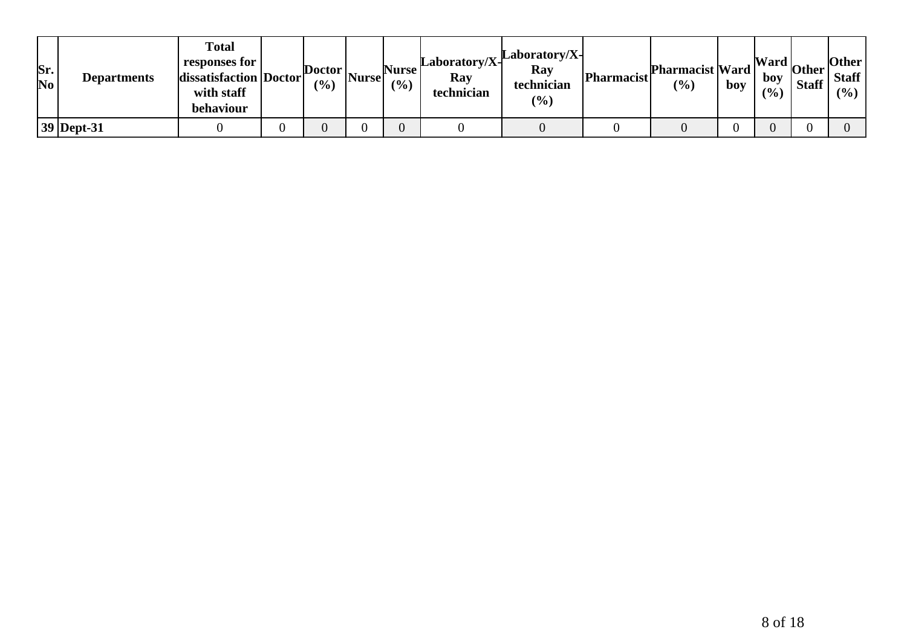| Sr. No | Departments | Total responses for dissatisfaction with staff behaviour | Doctor | Doctor (%) | Nurse | Nurse (%) | Laboratory/X-Ray technician | Laboratory/X-Ray technician (%) | Pharmacist | Pharmacist (%) | Ward boy | Ward boy (%) | Other Staff | Other Staff (%) |
|---|---|---|---|---|---|---|---|---|---|---|---|---|---|---|
| 39 | Dept-31 | 0 | 0 | 0 | 0 | 0 | 0 | 0 | 0 | 0 | 0 | 0 | 0 | 0 |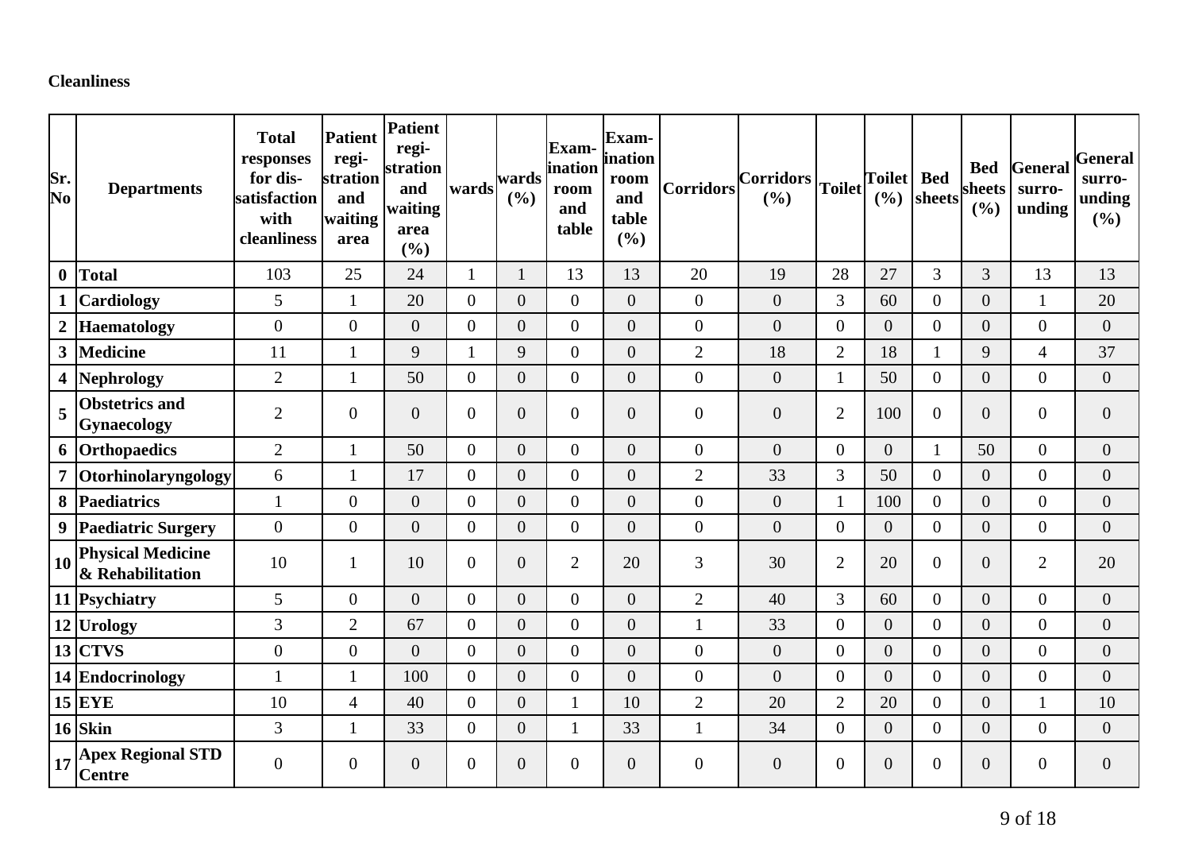**Cleanliness**

| Sr. No | Departments | Total responses for dis-satisfaction with cleanliness | Patient regi-stration and waiting area | Patient regi-stration and waiting area (%) | wards | wards (%) | Exam-ination room and table | Exam-ination room and table (%) | Corridors | Corridors (%) | Toilet | Toilet (%) | Bed sheets | Bed sheets (%) | General surro-unding | General surro-unding (%) |
|---|---|---|---|---|---|---|---|---|---|---|---|---|---|---|---|---|
| 0 | **Total** | 103 | 25 | 24 | 1 | 1 | 13 | 13 | 20 | 19 | 28 | 27 | 3 | 3 | 13 | 13 |
| 1 | **Cardiology** | 5 | 1 | 20 | 0 | 0 | 0 | 0 | 0 | 0 | 3 | 60 | 0 | 0 | 1 | 20 |
| 2 | **Haematology** | 0 | 0 | 0 | 0 | 0 | 0 | 0 | 0 | 0 | 0 | 0 | 0 | 0 | 0 | 0 |
| 3 | **Medicine** | 11 | 1 | 9 | 1 | 9 | 0 | 0 | 2 | 18 | 2 | 18 | 1 | 9 | 4 | 37 |
| 4 | **Nephrology** | 2 | 1 | 50 | 0 | 0 | 0 | 0 | 0 | 0 | 1 | 50 | 0 | 0 | 0 | 0 |
| 5 | **Obstetrics and Gynaecology** | 2 | 0 | 0 | 0 | 0 | 0 | 0 | 0 | 0 | 2 | 100 | 0 | 0 | 0 | 0 |
| 6 | **Orthopaedics** | 2 | 1 | 50 | 0 | 0 | 0 | 0 | 0 | 0 | 0 | 0 | 1 | 50 | 0 | 0 |
| 7 | **Otorhinolaryngology** | 6 | 1 | 17 | 0 | 0 | 0 | 0 | 2 | 33 | 3 | 50 | 0 | 0 | 0 | 0 |
| 8 | **Paediatrics** | 1 | 0 | 0 | 0 | 0 | 0 | 0 | 0 | 0 | 1 | 100 | 0 | 0 | 0 | 0 |
| 9 | **Paediatric Surgery** | 0 | 0 | 0 | 0 | 0 | 0 | 0 | 0 | 0 | 0 | 0 | 0 | 0 | 0 | 0 |
| 10 | **Physical Medicine & Rehabilitation** | 10 | 1 | 10 | 0 | 0 | 2 | 20 | 3 | 30 | 2 | 20 | 0 | 0 | 2 | 20 |
| 11 | **Psychiatry** | 5 | 0 | 0 | 0 | 0 | 0 | 0 | 2 | 40 | 3 | 60 | 0 | 0 | 0 | 0 |
| 12 | **Urology** | 3 | 2 | 67 | 0 | 0 | 0 | 0 | 1 | 33 | 0 | 0 | 0 | 0 | 0 | 0 |
| 13 | **CTVS** | 0 | 0 | 0 | 0 | 0 | 0 | 0 | 0 | 0 | 0 | 0 | 0 | 0 | 0 | 0 |
| 14 | **Endocrinology** | 1 | 1 | 100 | 0 | 0 | 0 | 0 | 0 | 0 | 0 | 0 | 0 | 0 | 0 | 0 |
| 15 | **EYE** | 10 | 4 | 40 | 0 | 0 | 1 | 10 | 2 | 20 | 2 | 20 | 0 | 0 | 1 | 10 |
| 16 | **Skin** | 3 | 1 | 33 | 0 | 0 | 1 | 33 | 1 | 34 | 0 | 0 | 0 | 0 | 0 | 0 |
| 17 | **Apex Regional STD Centre** | 0 | 0 | 0 | 0 | 0 | 0 | 0 | 0 | 0 | 0 | 0 | 0 | 0 | 0 | 0 |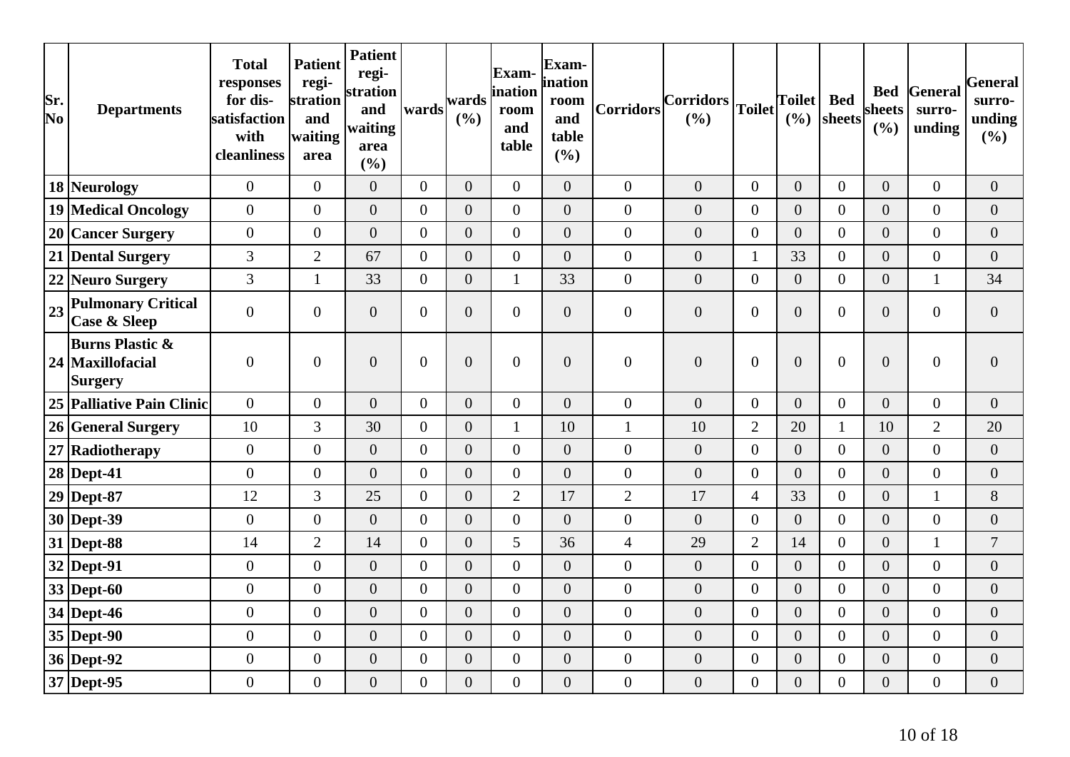| Sr. No | Departments | Total responses for dis-satisfaction with cleanliness | Patient regi-stration and waiting area | Patient regi-stration and waiting area (%) | wards | wards (%) | Exam-ination room and table | Exam-ination room and table (%) | Corridors | Corridors (%) | Toilet | Toilet (%) | Bed sheets | Bed sheets (%) | General surro-unding | General surro-unding (%) |
|---|---|---|---|---|---|---|---|---|---|---|---|---|---|---|---|---|
| 18 | Neurology | 0 | 0 | 0 | 0 | 0 | 0 | 0 | 0 | 0 | 0 | 0 | 0 | 0 | 0 | 0 |
| 19 | Medical Oncology | 0 | 0 | 0 | 0 | 0 | 0 | 0 | 0 | 0 | 0 | 0 | 0 | 0 | 0 | 0 |
| 20 | Cancer Surgery | 0 | 0 | 0 | 0 | 0 | 0 | 0 | 0 | 0 | 0 | 0 | 0 | 0 | 0 | 0 |
| 21 | Dental Surgery | 3 | 2 | 67 | 0 | 0 | 0 | 0 | 0 | 0 | 1 | 33 | 0 | 0 | 0 | 0 |
| 22 | Neuro Surgery | 3 | 1 | 33 | 0 | 0 | 1 | 33 | 0 | 0 | 0 | 0 | 0 | 0 | 1 | 34 |
| 23 | Pulmonary Critical Case & Sleep | 0 | 0 | 0 | 0 | 0 | 0 | 0 | 0 | 0 | 0 | 0 | 0 | 0 | 0 | 0 |
| 24 | Burns Plastic & Maxillofacial Surgery | 0 | 0 | 0 | 0 | 0 | 0 | 0 | 0 | 0 | 0 | 0 | 0 | 0 | 0 | 0 |
| 25 | Palliative Pain Clinic | 0 | 0 | 0 | 0 | 0 | 0 | 0 | 0 | 0 | 0 | 0 | 0 | 0 | 0 | 0 |
| 26 | General Surgery | 10 | 3 | 30 | 0 | 0 | 1 | 10 | 1 | 10 | 2 | 20 | 1 | 10 | 2 | 20 |
| 27 | Radiotherapy | 0 | 0 | 0 | 0 | 0 | 0 | 0 | 0 | 0 | 0 | 0 | 0 | 0 | 0 | 0 |
| 28 | Dept-41 | 0 | 0 | 0 | 0 | 0 | 0 | 0 | 0 | 0 | 0 | 0 | 0 | 0 | 0 | 0 |
| 29 | Dept-87 | 12 | 3 | 25 | 0 | 0 | 2 | 17 | 2 | 17 | 4 | 33 | 0 | 0 | 1 | 8 |
| 30 | Dept-39 | 0 | 0 | 0 | 0 | 0 | 0 | 0 | 0 | 0 | 0 | 0 | 0 | 0 | 0 | 0 |
| 31 | Dept-88 | 14 | 2 | 14 | 0 | 0 | 5 | 36 | 4 | 29 | 2 | 14 | 0 | 0 | 1 | 7 |
| 32 | Dept-91 | 0 | 0 | 0 | 0 | 0 | 0 | 0 | 0 | 0 | 0 | 0 | 0 | 0 | 0 | 0 |
| 33 | Dept-60 | 0 | 0 | 0 | 0 | 0 | 0 | 0 | 0 | 0 | 0 | 0 | 0 | 0 | 0 | 0 |
| 34 | Dept-46 | 0 | 0 | 0 | 0 | 0 | 0 | 0 | 0 | 0 | 0 | 0 | 0 | 0 | 0 | 0 |
| 35 | Dept-90 | 0 | 0 | 0 | 0 | 0 | 0 | 0 | 0 | 0 | 0 | 0 | 0 | 0 | 0 | 0 |
| 36 | Dept-92 | 0 | 0 | 0 | 0 | 0 | 0 | 0 | 0 | 0 | 0 | 0 | 0 | 0 | 0 | 0 |
| 37 | Dept-95 | 0 | 0 | 0 | 0 | 0 | 0 | 0 | 0 | 0 | 0 | 0 | 0 | 0 | 0 | 0 |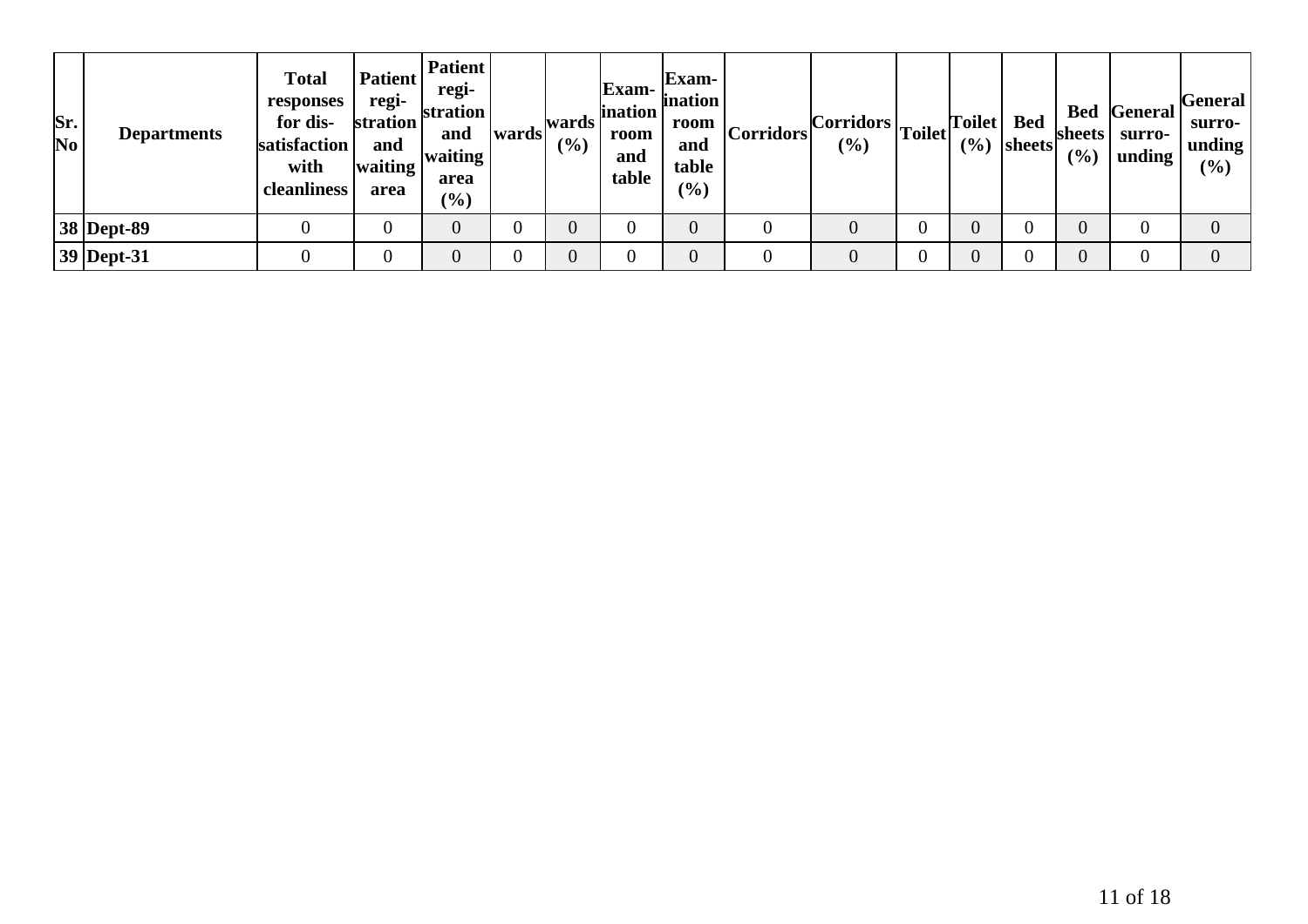| Sr. No | Departments | Total responses for dis-satisfaction with cleanliness | Patient regi-stration and waiting area | Patient regi-stration and waiting area (%) | wards | wards (%) | Exam-ination room and table | Exam-ination room and table (%) | Corridors | Corridors (%) | Toilet | Toilet (%) | Bed sheets | Bed sheets (%) | General surro-unding | General surro-unding (%) |
|---|---|---|---|---|---|---|---|---|---|---|---|---|---|---|---|---|
| 38 | Dept-89 | 0 | 0 | 0 | 0 | 0 | 0 | 0 | 0 | 0 | 0 | 0 | 0 | 0 | 0 | 0 |
| 39 | Dept-31 | 0 | 0 | 0 | 0 | 0 | 0 | 0 | 0 | 0 | 0 | 0 | 0 | 0 | 0 | 0 |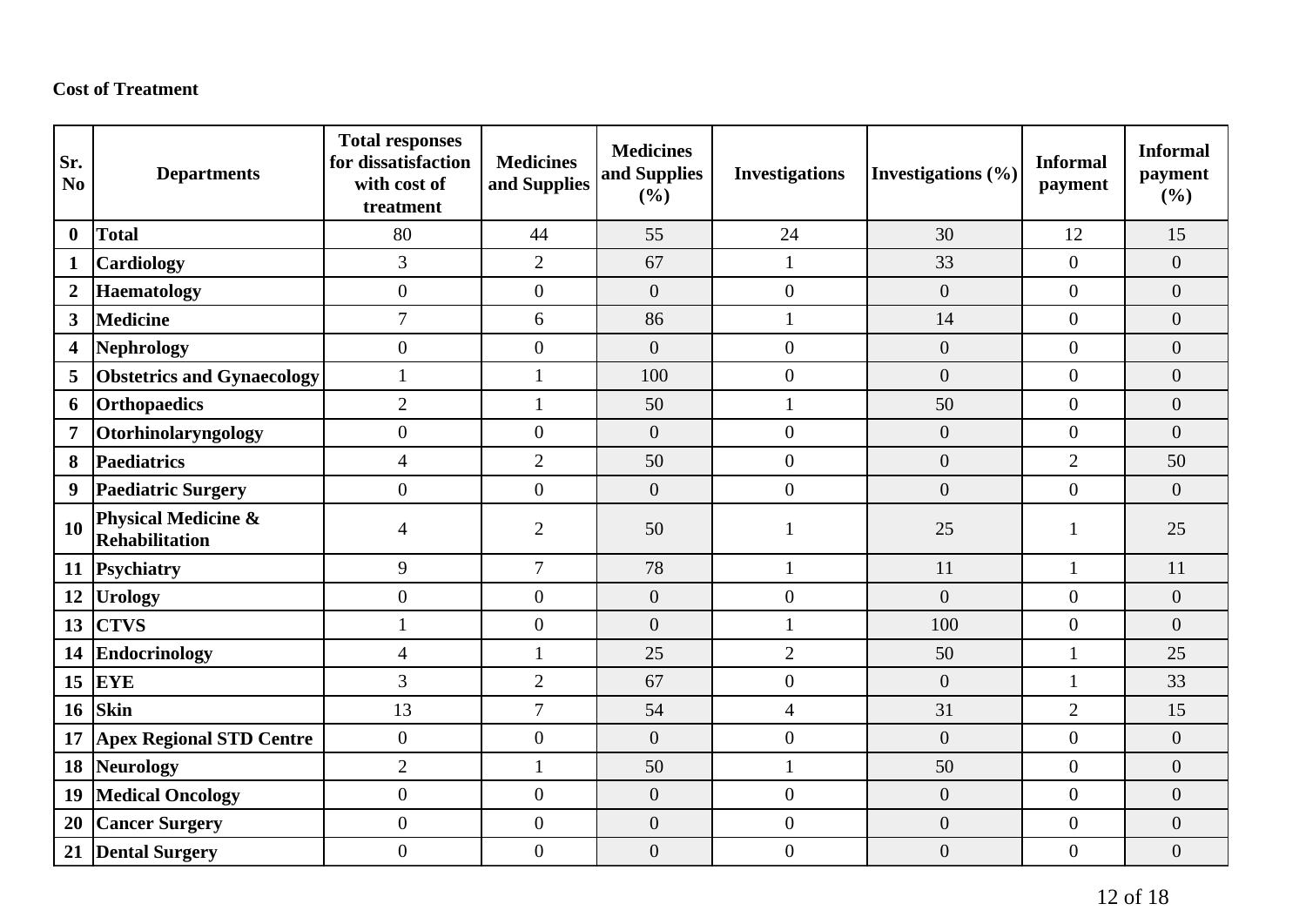**Cost of Treatment**

| Sr. No | Departments | Total responses for dissatisfaction with cost of treatment | Medicines and Supplies | Medicines and Supplies (%) | Investigations | Investigations (%) | Informal payment | Informal payment (%) |
|---|---|---|---|---|---|---|---|---|
| **0** | **Total** | 80 | 44 | 55 | 24 | 30 | 12 | 15 |
| **1** | **Cardiology** | 3 | 2 | 67 | 1 | 33 | 0 | 0 |
| **2** | **Haematology** | 0 | 0 | 0 | 0 | 0 | 0 | 0 |
| **3** | **Medicine** | 7 | 6 | 86 | 1 | 14 | 0 | 0 |
| **4** | **Nephrology** | 0 | 0 | 0 | 0 | 0 | 0 | 0 |
| **5** | **Obstetrics and Gynaecology** | 1 | 1 | 100 | 0 | 0 | 0 | 0 |
| **6** | **Orthopaedics** | 2 | 1 | 50 | 1 | 50 | 0 | 0 |
| **7** | **Otorhinolaryngology** | 0 | 0 | 0 | 0 | 0 | 0 | 0 |
| **8** | **Paediatrics** | 4 | 2 | 50 | 0 | 0 | 2 | 50 |
| **9** | **Paediatric Surgery** | 0 | 0 | 0 | 0 | 0 | 0 | 0 |
| **10** | **Physical Medicine & Rehabilitation** | 4 | 2 | 50 | 1 | 25 | 1 | 25 |
| **11** | **Psychiatry** | 9 | 7 | 78 | 1 | 11 | 1 | 11 |
| **12** | **Urology** | 0 | 0 | 0 | 0 | 0 | 0 | 0 |
| **13** | **CTVS** | 1 | 0 | 0 | 1 | 100 | 0 | 0 |
| **14** | **Endocrinology** | 4 | 1 | 25 | 2 | 50 | 1 | 25 |
| **15** | **EYE** | 3 | 2 | 67 | 0 | 0 | 1 | 33 |
| **16** | **Skin** | 13 | 7 | 54 | 4 | 31 | 2 | 15 |
| **17** | **Apex Regional STD Centre** | 0 | 0 | 0 | 0 | 0 | 0 | 0 |
| **18** | **Neurology** | 2 | 1 | 50 | 1 | 50 | 0 | 0 |
| **19** | **Medical Oncology** | 0 | 0 | 0 | 0 | 0 | 0 | 0 |
| **20** | **Cancer Surgery** | 0 | 0 | 0 | 0 | 0 | 0 | 0 |
| **21** | **Dental Surgery** | 0 | 0 | 0 | 0 | 0 | 0 | 0 |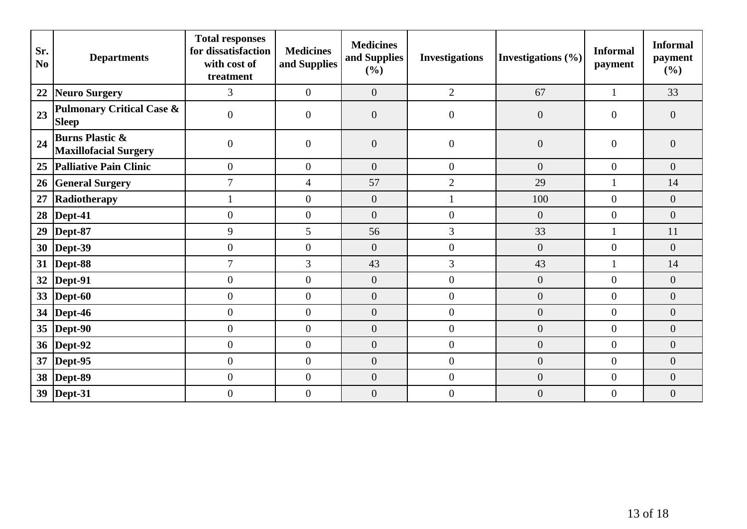| Sr. No | Departments | Total responses for dissatisfaction with cost of treatment | Medicines and Supplies | Medicines and Supplies (%) | Investigations | Investigations (%) | Informal payment | Informal payment (%) |
|---|---|---|---|---|---|---|---|---|
| 22 | **Neuro Surgery** | 3 | 0 | 0 | 2 | 67 | 1 | 33 |
| 23 | **Pulmonary Critical Case & Sleep** | 0 | 0 | 0 | 0 | 0 | 0 | 0 |
| 24 | **Burns Plastic & Maxillofacial Surgery** | 0 | 0 | 0 | 0 | 0 | 0 | 0 |
| 25 | **Palliative Pain Clinic** | 0 | 0 | 0 | 0 | 0 | 0 | 0 |
| 26 | **General Surgery** | 7 | 4 | 57 | 2 | 29 | 1 | 14 |
| 27 | **Radiotherapy** | 1 | 0 | 0 | 1 | 100 | 0 | 0 |
| 28 | **Dept-41** | 0 | 0 | 0 | 0 | 0 | 0 | 0 |
| 29 | **Dept-87** | 9 | 5 | 56 | 3 | 33 | 1 | 11 |
| 30 | **Dept-39** | 0 | 0 | 0 | 0 | 0 | 0 | 0 |
| 31 | **Dept-88** | 7 | 3 | 43 | 3 | 43 | 1 | 14 |
| 32 | **Dept-91** | 0 | 0 | 0 | 0 | 0 | 0 | 0 |
| 33 | **Dept-60** | 0 | 0 | 0 | 0 | 0 | 0 | 0 |
| 34 | **Dept-46** | 0 | 0 | 0 | 0 | 0 | 0 | 0 |
| 35 | **Dept-90** | 0 | 0 | 0 | 0 | 0 | 0 | 0 |
| 36 | **Dept-92** | 0 | 0 | 0 | 0 | 0 | 0 | 0 |
| 37 | **Dept-95** | 0 | 0 | 0 | 0 | 0 | 0 | 0 |
| 38 | **Dept-89** | 0 | 0 | 0 | 0 | 0 | 0 | 0 |
| 39 | **Dept-31** | 0 | 0 | 0 | 0 | 0 | 0 | 0 |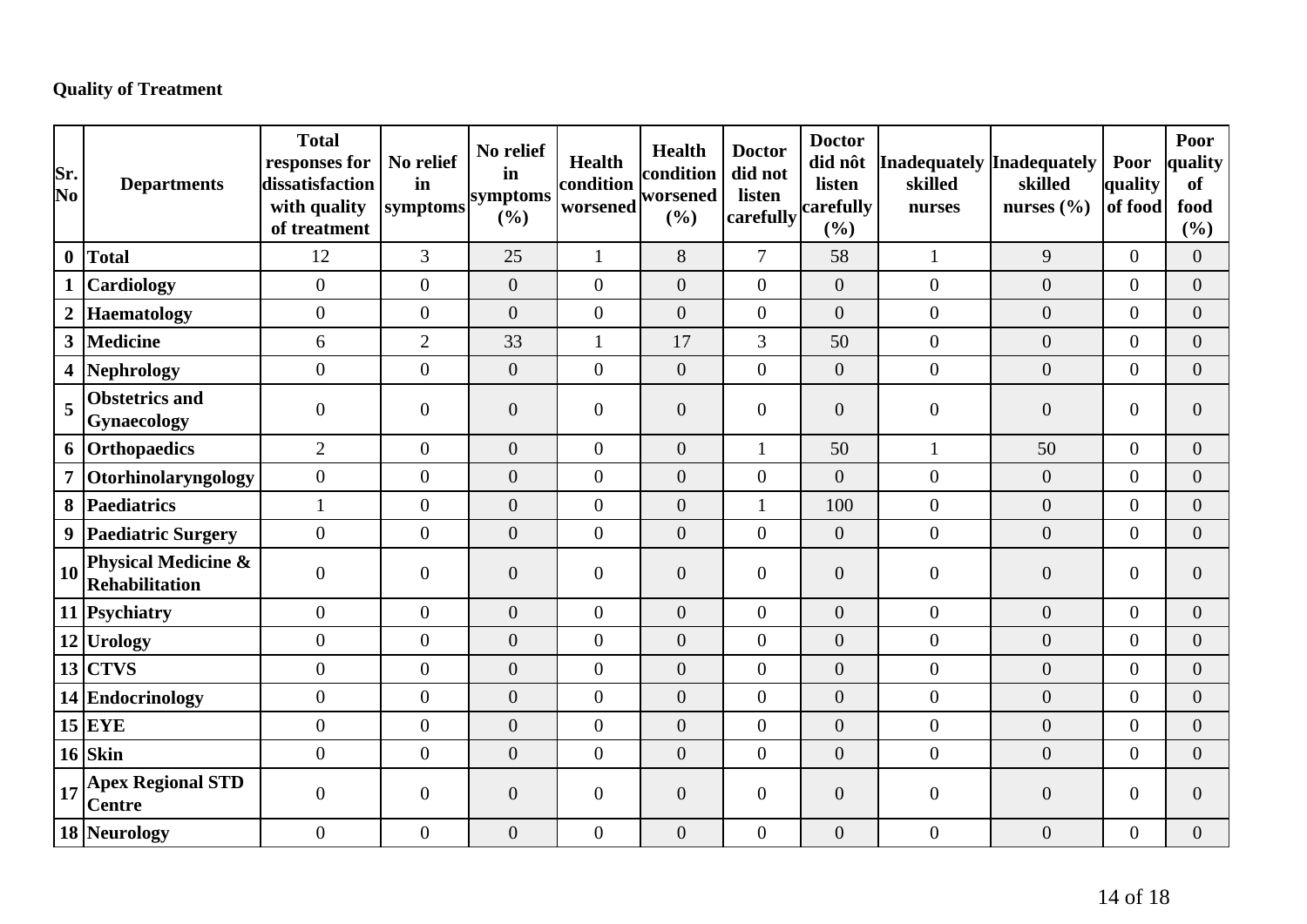**Quality of Treatment**

| Sr. No | Departments | Total responses for dissatisfaction with quality of treatment | No relief in symptoms | No relief in symptoms (%) | Health condition worsened | Health condition worsened (%) | Doctor did not listen carefully | Doctor did nôt listen carefully (%) | Inadequately skilled nurses | Inadequately skilled nurses (%) | Poor quality of food | Poor quality of food (%) |
|---|---|---|---|---|---|---|---|---|---|---|---|---|
| 0 | Total | 12 | 3 | 25 | 1 | 8 | 7 | 58 | 1 | 9 | 0 | 0 |
| 1 | Cardiology | 0 | 0 | 0 | 0 | 0 | 0 | 0 | 0 | 0 | 0 | 0 |
| 2 | Haematology | 0 | 0 | 0 | 0 | 0 | 0 | 0 | 0 | 0 | 0 | 0 |
| 3 | Medicine | 6 | 2 | 33 | 1 | 17 | 3 | 50 | 0 | 0 | 0 | 0 |
| 4 | Nephrology | 0 | 0 | 0 | 0 | 0 | 0 | 0 | 0 | 0 | 0 | 0 |
| 5 | Obstetrics and Gynaecology | 0 | 0 | 0 | 0 | 0 | 0 | 0 | 0 | 0 | 0 | 0 |
| 6 | Orthopaedics | 2 | 0 | 0 | 0 | 0 | 1 | 50 | 1 | 50 | 0 | 0 |
| 7 | Otorhinolaryngology | 0 | 0 | 0 | 0 | 0 | 0 | 0 | 0 | 0 | 0 | 0 |
| 8 | Paediatrics | 1 | 0 | 0 | 0 | 0 | 1 | 100 | 0 | 0 | 0 | 0 |
| 9 | Paediatric Surgery | 0 | 0 | 0 | 0 | 0 | 0 | 0 | 0 | 0 | 0 | 0 |
| 10 | Physical Medicine & Rehabilitation | 0 | 0 | 0 | 0 | 0 | 0 | 0 | 0 | 0 | 0 | 0 |
| 11 | Psychiatry | 0 | 0 | 0 | 0 | 0 | 0 | 0 | 0 | 0 | 0 | 0 |
| 12 | Urology | 0 | 0 | 0 | 0 | 0 | 0 | 0 | 0 | 0 | 0 | 0 |
| 13 | CTVS | 0 | 0 | 0 | 0 | 0 | 0 | 0 | 0 | 0 | 0 | 0 |
| 14 | Endocrinology | 0 | 0 | 0 | 0 | 0 | 0 | 0 | 0 | 0 | 0 | 0 |
| 15 | EYE | 0 | 0 | 0 | 0 | 0 | 0 | 0 | 0 | 0 | 0 | 0 |
| 16 | Skin | 0 | 0 | 0 | 0 | 0 | 0 | 0 | 0 | 0 | 0 | 0 |
| 17 | Apex Regional STD Centre | 0 | 0 | 0 | 0 | 0 | 0 | 0 | 0 | 0 | 0 | 0 |
| 18 | Neurology | 0 | 0 | 0 | 0 | 0 | 0 | 0 | 0 | 0 | 0 | 0 |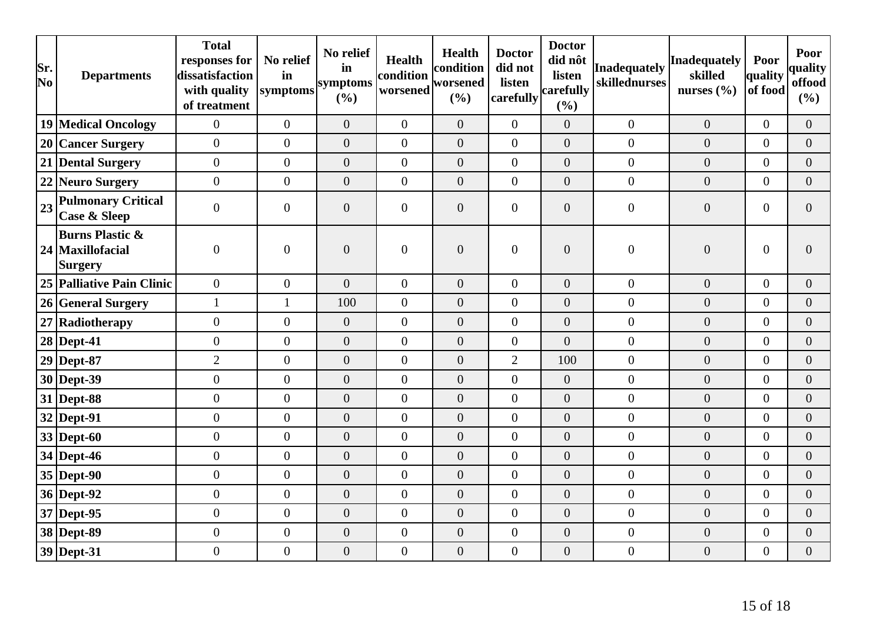| Sr. No | Departments | Total responses for dissatisfaction with quality of treatment | No relief in symptoms | No relief in symptoms (%) | Health condition worsened | Health condition worsened (%) | Doctor did not listen carefully | Doctor did nôt listen carefully (%) | Inadequately skillednurses | Inadequately skilled nurses (%) | Poor quality of food | Poor quality offood (%) |
|---|---|---|---|---|---|---|---|---|---|---|---|---|
| 19 | **Medical Oncology** | 0 | 0 | 0 | 0 | 0 | 0 | 0 | 0 | 0 | 0 | 0 |
| 20 | **Cancer Surgery** | 0 | 0 | 0 | 0 | 0 | 0 | 0 | 0 | 0 | 0 | 0 |
| 21 | **Dental Surgery** | 0 | 0 | 0 | 0 | 0 | 0 | 0 | 0 | 0 | 0 | 0 |
| 22 | **Neuro Surgery** | 0 | 0 | 0 | 0 | 0 | 0 | 0 | 0 | 0 | 0 | 0 |
| 23 | **Pulmonary Critical Case & Sleep** | 0 | 0 | 0 | 0 | 0 | 0 | 0 | 0 | 0 | 0 | 0 |
| 24 | **Burns Plastic & Maxillofacial Surgery** | 0 | 0 | 0 | 0 | 0 | 0 | 0 | 0 | 0 | 0 | 0 |
| 25 | **Palliative Pain Clinic** | 0 | 0 | 0 | 0 | 0 | 0 | 0 | 0 | 0 | 0 | 0 |
| 26 | **General Surgery** | 1 | 1 | 100 | 0 | 0 | 0 | 0 | 0 | 0 | 0 | 0 |
| 27 | **Radiotherapy** | 0 | 0 | 0 | 0 | 0 | 0 | 0 | 0 | 0 | 0 | 0 |
| 28 | **Dept-41** | 0 | 0 | 0 | 0 | 0 | 0 | 0 | 0 | 0 | 0 | 0 |
| 29 | **Dept-87** | 2 | 0 | 0 | 0 | 0 | 2 | 100 | 0 | 0 | 0 | 0 |
| 30 | **Dept-39** | 0 | 0 | 0 | 0 | 0 | 0 | 0 | 0 | 0 | 0 | 0 |
| 31 | **Dept-88** | 0 | 0 | 0 | 0 | 0 | 0 | 0 | 0 | 0 | 0 | 0 |
| 32 | **Dept-91** | 0 | 0 | 0 | 0 | 0 | 0 | 0 | 0 | 0 | 0 | 0 |
| 33 | **Dept-60** | 0 | 0 | 0 | 0 | 0 | 0 | 0 | 0 | 0 | 0 | 0 |
| 34 | **Dept-46** | 0 | 0 | 0 | 0 | 0 | 0 | 0 | 0 | 0 | 0 | 0 |
| 35 | **Dept-90** | 0 | 0 | 0 | 0 | 0 | 0 | 0 | 0 | 0 | 0 | 0 |
| 36 | **Dept-92** | 0 | 0 | 0 | 0 | 0 | 0 | 0 | 0 | 0 | 0 | 0 |
| 37 | **Dept-95** | 0 | 0 | 0 | 0 | 0 | 0 | 0 | 0 | 0 | 0 | 0 |
| 38 | **Dept-89** | 0 | 0 | 0 | 0 | 0 | 0 | 0 | 0 | 0 | 0 | 0 |
| 39 | **Dept-31** | 0 | 0 | 0 | 0 | 0 | 0 | 0 | 0 | 0 | 0 | 0 |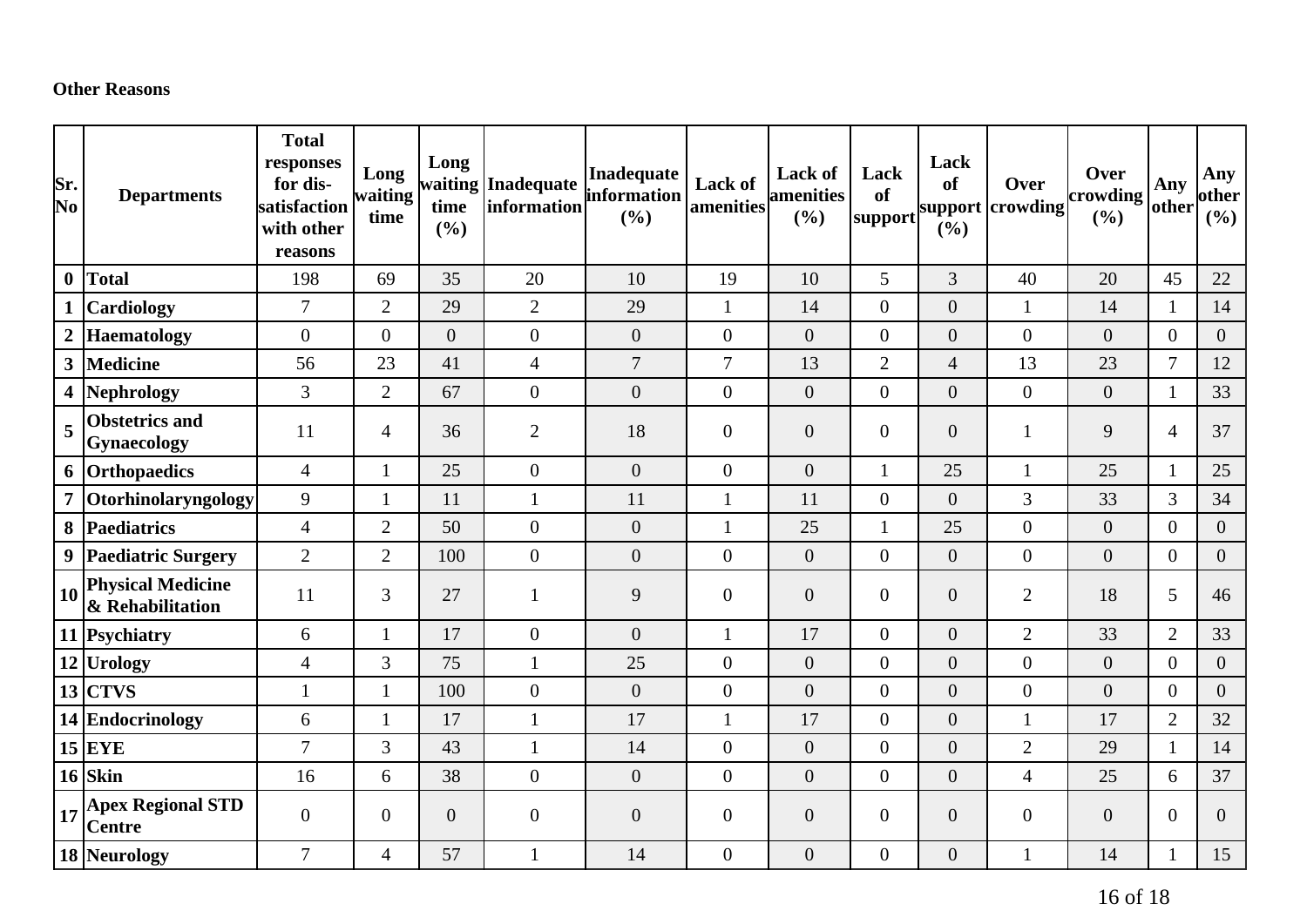**Other Reasons**

| Sr. No | Departments | Total responses for dis-satisfaction with other reasons | Long waiting time | Long waiting time (%) | Inadequate information | Inadequate information (%) | Lack of amenities | Lack of amenities (%) | Lack of support | Lack of support (%) | Over crowding | Over crowding (%) | Any other | Any other (%) |
|---|---|---|---|---|---|---|---|---|---|---|---|---|---|---|
| 0 | **Total** | 198 | 69 | 35 | 20 | 10 | 19 | 10 | 5 | 3 | 40 | 20 | 45 | 22 |
| 1 | **Cardiology** | 7 | 2 | 29 | 2 | 29 | 1 | 14 | 0 | 0 | 1 | 14 | 1 | 14 |
| 2 | **Haematology** | 0 | 0 | 0 | 0 | 0 | 0 | 0 | 0 | 0 | 0 | 0 | 0 | 0 |
| 3 | **Medicine** | 56 | 23 | 41 | 4 | 7 | 7 | 13 | 2 | 4 | 13 | 23 | 7 | 12 |
| 4 | **Nephrology** | 3 | 2 | 67 | 0 | 0 | 0 | 0 | 0 | 0 | 0 | 0 | 1 | 33 |
| 5 | **Obstetrics and Gynaecology** | 11 | 4 | 36 | 2 | 18 | 0 | 0 | 0 | 0 | 1 | 9 | 4 | 37 |
| 6 | **Orthopaedics** | 4 | 1 | 25 | 0 | 0 | 0 | 0 | 1 | 25 | 1 | 25 | 1 | 25 |
| 7 | **Otorhinolaryngology** | 9 | 1 | 11 | 1 | 11 | 1 | 11 | 0 | 0 | 3 | 33 | 3 | 34 |
| 8 | **Paediatrics** | 4 | 2 | 50 | 0 | 0 | 1 | 25 | 1 | 25 | 0 | 0 | 0 | 0 |
| 9 | **Paediatric Surgery** | 2 | 2 | 100 | 0 | 0 | 0 | 0 | 0 | 0 | 0 | 0 | 0 | 0 |
| 10 | **Physical Medicine & Rehabilitation** | 11 | 3 | 27 | 1 | 9 | 0 | 0 | 0 | 0 | 2 | 18 | 5 | 46 |
| 11 | **Psychiatry** | 6 | 1 | 17 | 0 | 0 | 1 | 17 | 0 | 0 | 2 | 33 | 2 | 33 |
| 12 | **Urology** | 4 | 3 | 75 | 1 | 25 | 0 | 0 | 0 | 0 | 0 | 0 | 0 | 0 |
| 13 | **CTVS** | 1 | 1 | 100 | 0 | 0 | 0 | 0 | 0 | 0 | 0 | 0 | 0 | 0 |
| 14 | **Endocrinology** | 6 | 1 | 17 | 1 | 17 | 1 | 17 | 0 | 0 | 1 | 17 | 2 | 32 |
| 15 | **EYE** | 7 | 3 | 43 | 1 | 14 | 0 | 0 | 0 | 0 | 2 | 29 | 1 | 14 |
| 16 | **Skin** | 16 | 6 | 38 | 0 | 0 | 0 | 0 | 0 | 0 | 4 | 25 | 6 | 37 |
| 17 | **Apex Regional STD Centre** | 0 | 0 | 0 | 0 | 0 | 0 | 0 | 0 | 0 | 0 | 0 | 0 | 0 |
| 18 | **Neurology** | 7 | 4 | 57 | 1 | 14 | 0 | 0 | 0 | 0 | 1 | 14 | 1 | 15 |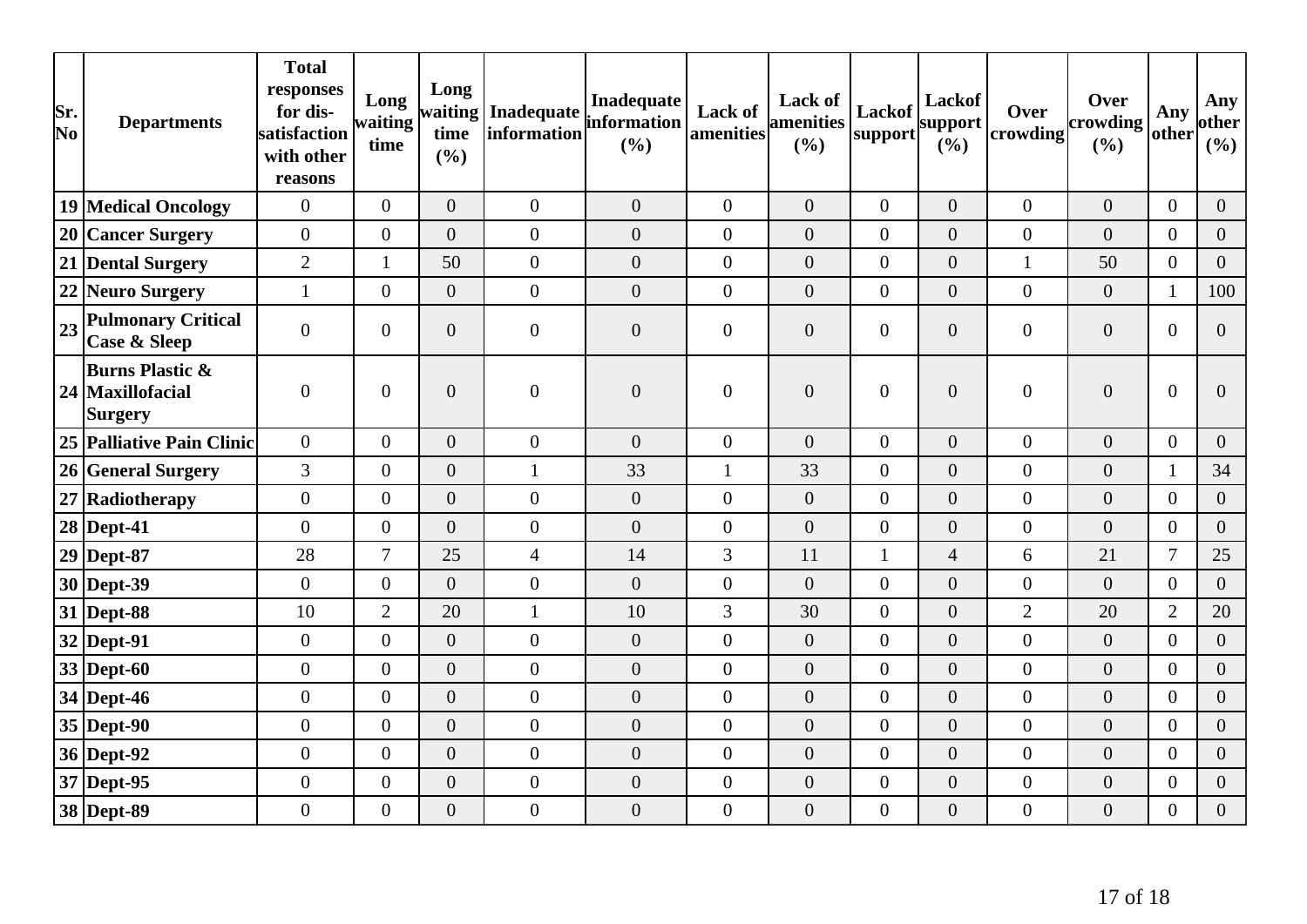| Sr. No | Departments | Total responses for dis-satisfaction with other reasons | Long waiting time | Long waiting time (%) | Inadequate information | Inadequate information (%) | Lack of amenities | Lack of amenities (%) | Lackof support | Lackof support (%) | Over crowding | Over crowding (%) | Any other | Any other (%) |
|---|---|---|---|---|---|---|---|---|---|---|---|---|---|---|
| 19 | Medical Oncology | 0 | 0 | 0 | 0 | 0 | 0 | 0 | 0 | 0 | 0 | 0 | 0 | 0 |
| 20 | Cancer Surgery | 0 | 0 | 0 | 0 | 0 | 0 | 0 | 0 | 0 | 0 | 0 | 0 | 0 |
| 21 | Dental Surgery | 2 | 1 | 50 | 0 | 0 | 0 | 0 | 0 | 0 | 1 | 50 | 0 | 0 |
| 22 | Neuro Surgery | 1 | 0 | 0 | 0 | 0 | 0 | 0 | 0 | 0 | 0 | 0 | 1 | 100 |
| 23 | Pulmonary Critical Case & Sleep | 0 | 0 | 0 | 0 | 0 | 0 | 0 | 0 | 0 | 0 | 0 | 0 | 0 |
| 24 | Burns Plastic & Maxillofacial Surgery | 0 | 0 | 0 | 0 | 0 | 0 | 0 | 0 | 0 | 0 | 0 | 0 | 0 |
| 25 | Palliative Pain Clinic | 0 | 0 | 0 | 0 | 0 | 0 | 0 | 0 | 0 | 0 | 0 | 0 | 0 |
| 26 | General Surgery | 3 | 0 | 0 | 1 | 33 | 1 | 33 | 0 | 0 | 0 | 0 | 1 | 34 |
| 27 | Radiotherapy | 0 | 0 | 0 | 0 | 0 | 0 | 0 | 0 | 0 | 0 | 0 | 0 | 0 |
| 28 | Dept-41 | 0 | 0 | 0 | 0 | 0 | 0 | 0 | 0 | 0 | 0 | 0 | 0 | 0 |
| 29 | Dept-87 | 28 | 7 | 25 | 4 | 14 | 3 | 11 | 1 | 4 | 6 | 21 | 7 | 25 |
| 30 | Dept-39 | 0 | 0 | 0 | 0 | 0 | 0 | 0 | 0 | 0 | 0 | 0 | 0 | 0 |
| 31 | Dept-88 | 10 | 2 | 20 | 1 | 10 | 3 | 30 | 0 | 0 | 2 | 20 | 2 | 20 |
| 32 | Dept-91 | 0 | 0 | 0 | 0 | 0 | 0 | 0 | 0 | 0 | 0 | 0 | 0 | 0 |
| 33 | Dept-60 | 0 | 0 | 0 | 0 | 0 | 0 | 0 | 0 | 0 | 0 | 0 | 0 | 0 |
| 34 | Dept-46 | 0 | 0 | 0 | 0 | 0 | 0 | 0 | 0 | 0 | 0 | 0 | 0 | 0 |
| 35 | Dept-90 | 0 | 0 | 0 | 0 | 0 | 0 | 0 | 0 | 0 | 0 | 0 | 0 | 0 |
| 36 | Dept-92 | 0 | 0 | 0 | 0 | 0 | 0 | 0 | 0 | 0 | 0 | 0 | 0 | 0 |
| 37 | Dept-95 | 0 | 0 | 0 | 0 | 0 | 0 | 0 | 0 | 0 | 0 | 0 | 0 | 0 |
| 38 | Dept-89 | 0 | 0 | 0 | 0 | 0 | 0 | 0 | 0 | 0 | 0 | 0 | 0 | 0 |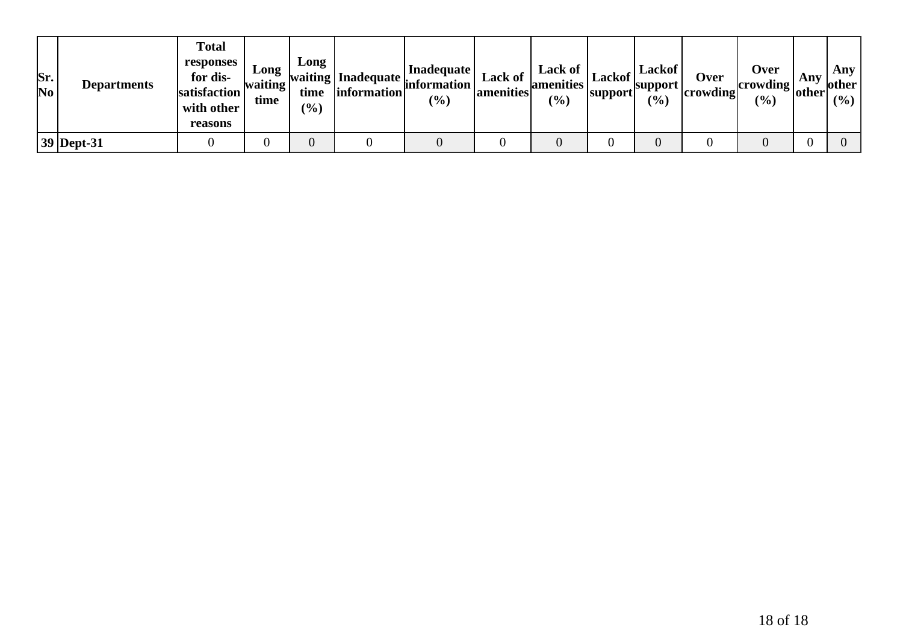| Sr. No | Departments | Total responses for dis-satisfaction with other reasons | Long waiting time | Long waiting time (%) | Inadequate information | Inadequate information (%) | Lack of amenities | Lack of amenities (%) | Lackof support | Lackof support (%) | Over crowding | Over crowding (%) | Any other | Any other (%) |
|---|---|---|---|---|---|---|---|---|---|---|---|---|---|---|
| 39 | Dept-31 | 0 | 0 | 0 | 0 | 0 | 0 | 0 | 0 | 0 | 0 | 0 | 0 | 0 |